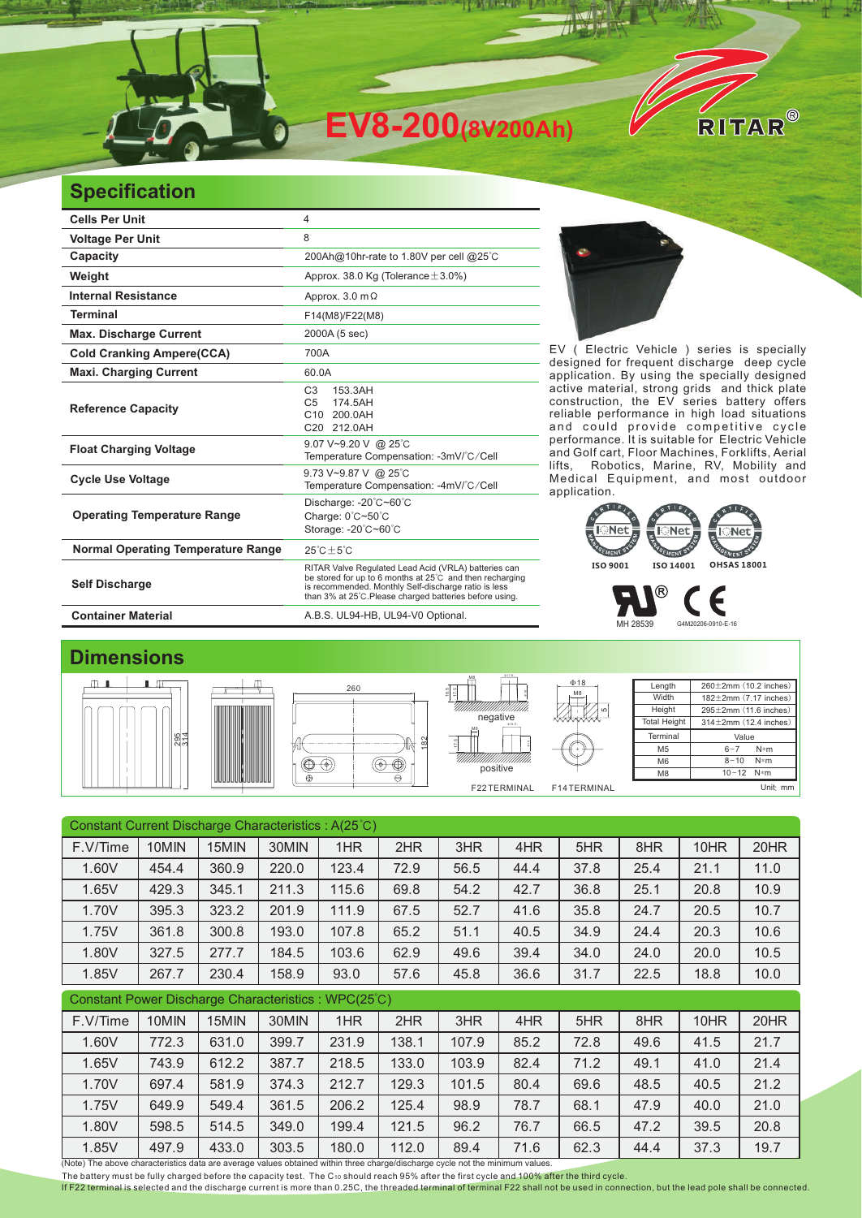# EV8-200(8V200Ah)

RITAR®

## Specification

| | |
|---|---|
| **Cells Per Unit** | 4 |
| **Voltage Per Unit** | 8 |
| **Capacity** | 200Ah@10hr-rate to 1.80V per cell @25°C |
| **Weight** | Approx. 38.0 Kg (Tolerance±3.0%) |
| **Internal Resistance** | Approx. 3.0 mΩ |
| **Terminal** | F14(M8)/F22(M8) |
| **Max. Discharge Current** | 2000A (5 sec) |
| **Cold Cranking Ampere(CCA)** | 700A |
| **Maxi. Charging Current** | 60.0A |
| **Reference Capacity** | C3 153.3AH<br>C5 174.5AH<br>C10 200.0AH<br>C20 212.0AH |
| **Float Charging Voltage** | 9.07 V~9.20 V @ 25°C<br>Temperature Compensation: -3mV/°C/Cell |
| **Cycle Use Voltage** | 9.73 V~9.87 V @ 25°C<br>Temperature Compensation: -4mV/°C/Cell |
| **Operating Temperature Range** | Discharge: -20°C~60°C<br>Charge: 0°C~50°C<br>Storage: -20°C~60°C |
| **Normal Operating Temperature Range** | 25°C±5°C |
| **Self Discharge** | RITAR Valve Regulated Lead Acid (VRLA) batteries can be stored for up to 6 months at 25°C and then recharging is recommended. Monthly Self-discharge ratio is less than 3% at 25°C.Please charged batteries before using. |
| **Container Material** | A.B.S. UL94-HB, UL94-V0 Optional. |

EV ( Electric Vehicle ) series is specially designed for frequent discharge deep cycle application. By using the specially designed active material, strong grids and thick plate construction, the EV series battery offers reliable performance in high load situations and could provide competitive cycle performance. It is suitable for Electric Vehicle and Golf cart, Floor Machines, Forklifts, Aerial lifts, Robotics, Marine, RV, Mobility and Medical Equipment, and most outdoor application.

ISO 9001 ISO 14001 OHSAS 18001

MH 28539 G4M20206-0910-E-16

## Dimensions

260 295 314 182

negative positive

F22 TERMINAL F14 TERMINAL

| | |
|---|---|
| Length | 260±2mm (10.2 inches) |
| Width | 182±2mm (7.17 inches) |
| Height | 295±2mm (11.6 inches) |
| Total Height | 314±2mm (12.4 inches) |

| Terminal | Value |
|---|---|
| M5 | 6~7 N*m |
| M6 | 8~10 N*m |
| M8 | 10~12 N*m |

Unit: mm

Constant Current Discharge Characteristics : A(25°C)

| F.V/Time | 10MIN | 15MIN | 30MIN | 1HR | 2HR | 3HR | 4HR | 5HR | 8HR | 10HR | 20HR |
|---|---|---|---|---|---|---|---|---|---|---|---|
| 1.60V | 454.4 | 360.9 | 220.0 | 123.4 | 72.9 | 56.5 | 44.4 | 37.8 | 25.4 | 21.1 | 11.0 |
| 1.65V | 429.3 | 345.1 | 211.3 | 115.6 | 69.8 | 54.2 | 42.7 | 36.8 | 25.1 | 20.8 | 10.9 |
| 1.70V | 395.3 | 323.2 | 201.9 | 111.9 | 67.5 | 52.7 | 41.6 | 35.8 | 24.7 | 20.5 | 10.7 |
| 1.75V | 361.8 | 300.8 | 193.0 | 107.8 | 65.2 | 51.1 | 40.5 | 34.9 | 24.4 | 20.3 | 10.6 |
| 1.80V | 327.5 | 277.7 | 184.5 | 103.6 | 62.9 | 49.6 | 39.4 | 34.0 | 24.0 | 20.0 | 10.5 |
| 1.85V | 267.7 | 230.4 | 158.9 | 93.0 | 57.6 | 45.8 | 36.6 | 31.7 | 22.5 | 18.8 | 10.0 |

Constant Power Discharge Characteristics : WPC(25°C)

| F.V/Time | 10MIN | 15MIN | 30MIN | 1HR | 2HR | 3HR | 4HR | 5HR | 8HR | 10HR | 20HR |
|---|---|---|---|---|---|---|---|---|---|---|---|
| 1.60V | 772.3 | 631.0 | 399.7 | 231.9 | 138.1 | 107.9 | 85.2 | 72.8 | 49.6 | 41.5 | 21.7 |
| 1.65V | 743.9 | 612.2 | 387.7 | 218.5 | 133.0 | 103.9 | 82.4 | 71.2 | 49.1 | 41.0 | 21.4 |
| 1.70V | 697.4 | 581.9 | 374.3 | 212.7 | 129.3 | 101.5 | 80.4 | 69.6 | 48.5 | 40.5 | 21.2 |
| 1.75V | 649.9 | 549.4 | 361.5 | 206.2 | 125.4 | 98.9 | 78.7 | 68.1 | 47.9 | 40.0 | 21.0 |
| 1.80V | 598.5 | 514.5 | 349.0 | 199.4 | 121.5 | 96.2 | 76.7 | 66.5 | 47.2 | 39.5 | 20.8 |
| 1.85V | 497.9 | 433.0 | 303.5 | 180.0 | 112.0 | 89.4 | 71.6 | 62.3 | 44.4 | 37.3 | 19.7 |

(Note) The above characteristics data are average values obtained within three charge/discharge cycle not the minimum values.
The battery must be fully charged before the capacity test. The $C_{10}$ should reach 95% after the first cycle and 100% after the third cycle.
If F22 terminal is selected and the discharge current is more than 0.25C, the threaded terminal of terminal F22 shall not be used in connection, but the lead pole shall be connected.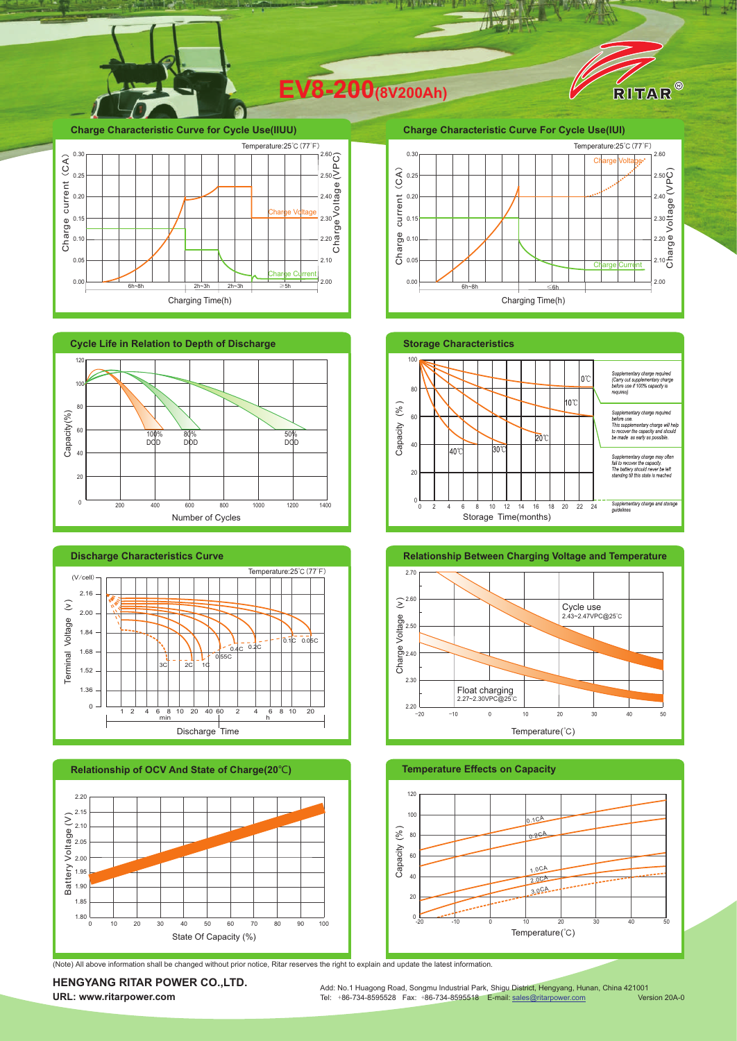# EV8-200(8V200Ah)

RITAR®

## Charge Characteristic Curve for Cycle Use(IIUU)

Temperature:25℃ (77℉)

Charge current (CA)

0.30
0.25
0.20
0.15
0.10
0.05
0.00

Charge Voltage (VPC)

2.60
2.50
2.40
2.30
2.20
2.10
2.00

Charge Voltage

Charge Current

6h~8h
2h~3h
2h~3h
≥5h

Charging Time(h)

## Charge Characteristic Curve For Cycle Use(IUI)

Temperature:25℃ (77℉)

Charge current (CA)

0.30
0.25
0.20
0.15
0.10
0.05
0.00

Charge Voltage (VPC)

2.60
2.50
2.40
2.30
2.20
2.10
2.00

Charge Voltage

Charge Current

6h~8h
≤6h

Charging Time(h)

## Cycle Life in Relation to Depth of Discharge

Capacity(%)

120
100
80
60
40
20
0

100% DOD
80% DOD
50% DOD

200
400
600
800
1000
1200
1400

Number of Cycles

## Storage Characteristics

Capacity (%)

100
80
60
40
20
0

0℃
10℃
20℃
30℃
40℃

0
2
4
6
8
10
12
14
16
18
20
22
24

Storage Time(months)

*Supplementary charge required (Carry out supplementary charge before use if 100% capacity is requires)*

*Supplementary charge required before use. This supplementary charge will help to recover the capacity and should be made as early as possible.*

*Supplementary charge may often fail to recover the capacity. The battery should never be left standing till this state is reached*

*Supplementary charge and storage guidelines*

## Discharge Characteristics Curve

Temperature:25℃ (77℉)

Terminal Voltage (v)

(V/cell)

2.16
2.00
1.84
1.68
1.52
1.36
0

3C
2C
1C
0.55C
0.4C
0.2C
0.1C
0.05C

1
2
4
6
8
10
20
40
60
min

2
4
6
8
10
20
h

Discharge Time

## Relationship Between Charging Voltage and Temperature

Charge Voltage (v)

2.70
2.60
2.50
2.40
2.30
2.20

Cycle use
2.43~2.47VPC@25℃

Float charging
2.27~2.30VPC@25℃

−20
−10
0
10
20
30
40
50

Temperature(℃)

## Relationship of OCV And State of Charge(20℃)

Battery Voltage (V)

2.20
2.15
2.10
2.05
2.00
1.95
1.90
1.85
1.80

0
10
20
30
40
50
60
70
80
90
100

State Of Capacity (%)

## Temperature Effects on Capacity

Capacity (%)

120
100
80
60
40
20
0

0.1CA
0.2CA
1.0CA
2.0CA
3.0CA

-20
-10
0
10
20
30
40
50

Temperature(℃)

(Note) All above information shall be changed without prior notice, Ritar reserves the right to explain and update the latest information.

**HENGYANG RITAR POWER CO.,LTD.**

**URL: www.ritarpower.com**

Add: No.1 Huagong Road, Songmu Industrial Park, Shigu District, Hengyang, Hunan, China 421001

Tel: +86-734-8595528 Fax: +86-734-8595518 E-mail: sales@ritarpower.com

Version 20A-0